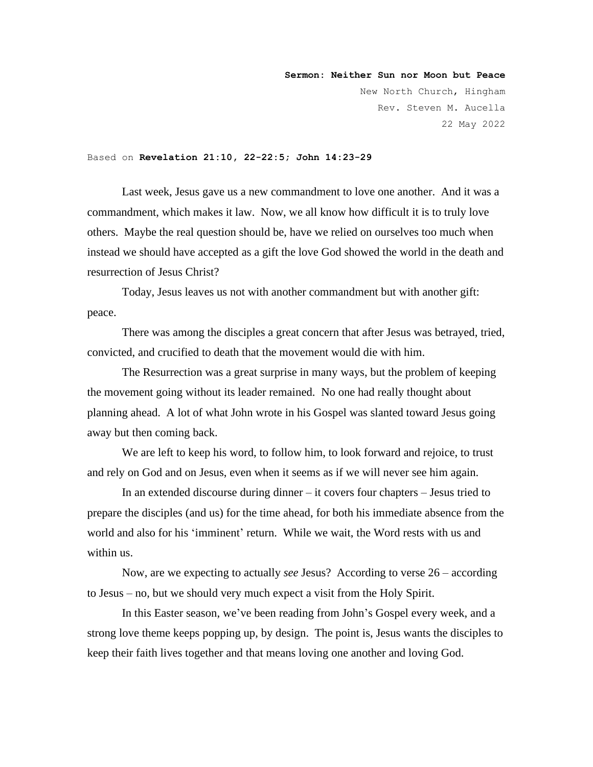**Sermon: Neither Sun nor Moon but Peace**

New North Church, Hingham

Rev. Steven M. Aucella

22 May 2022

Based on **Revelation 21:10, 22-22:5; John 14:23-29**

Last week, Jesus gave us a new commandment to love one another. And it was a commandment, which makes it law. Now, we all know how difficult it is to truly love others. Maybe the real question should be, have we relied on ourselves too much when instead we should have accepted as a gift the love God showed the world in the death and resurrection of Jesus Christ?

Today, Jesus leaves us not with another commandment but with another gift: peace.

There was among the disciples a great concern that after Jesus was betrayed, tried, convicted, and crucified to death that the movement would die with him.

The Resurrection was a great surprise in many ways, but the problem of keeping the movement going without its leader remained. No one had really thought about planning ahead. A lot of what John wrote in his Gospel was slanted toward Jesus going away but then coming back.

We are left to keep his word, to follow him, to look forward and rejoice, to trust and rely on God and on Jesus, even when it seems as if we will never see him again.

In an extended discourse during dinner – it covers four chapters – Jesus tried to prepare the disciples (and us) for the time ahead, for both his immediate absence from the world and also for his 'imminent' return. While we wait, the Word rests with us and within us.

Now, are we expecting to actually *see* Jesus? According to verse 26 – according to Jesus – no, but we should very much expect a visit from the Holy Spirit.

In this Easter season, we've been reading from John's Gospel every week, and a strong love theme keeps popping up, by design. The point is, Jesus wants the disciples to keep their faith lives together and that means loving one another and loving God.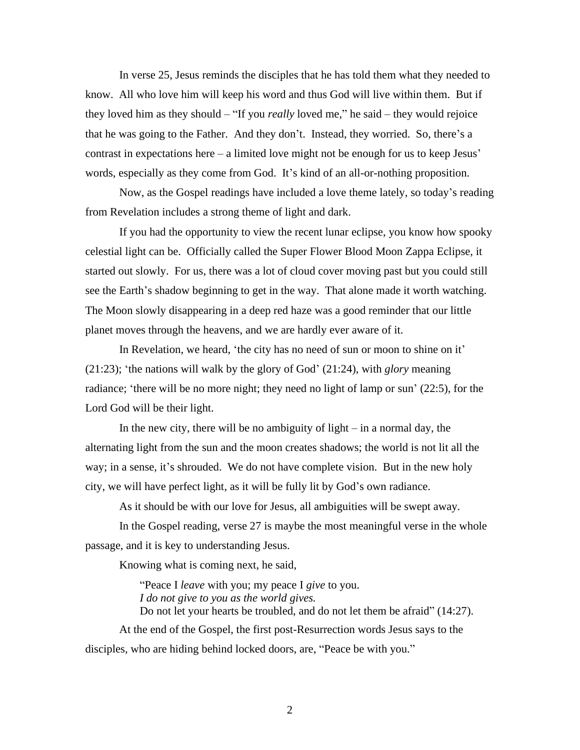In verse 25, Jesus reminds the disciples that he has told them what they needed to know. All who love him will keep his word and thus God will live within them. But if they loved him as they should – "If you *really* loved me," he said – they would rejoice that he was going to the Father. And they don't. Instead, they worried. So, there's a contrast in expectations here – a limited love might not be enough for us to keep Jesus' words, especially as they come from God. It's kind of an all-or-nothing proposition.

Now, as the Gospel readings have included a love theme lately, so today's reading from Revelation includes a strong theme of light and dark.

If you had the opportunity to view the recent lunar eclipse, you know how spooky celestial light can be. Officially called the Super Flower Blood Moon Zappa Eclipse, it started out slowly. For us, there was a lot of cloud cover moving past but you could still see the Earth's shadow beginning to get in the way. That alone made it worth watching. The Moon slowly disappearing in a deep red haze was a good reminder that our little planet moves through the heavens, and we are hardly ever aware of it.

In Revelation, we heard, 'the city has no need of sun or moon to shine on it' (21:23); 'the nations will walk by the glory of God' (21:24), with *glory* meaning radiance; 'there will be no more night; they need no light of lamp or sun' (22:5), for the Lord God will be their light.

In the new city, there will be no ambiguity of light – in a normal day, the alternating light from the sun and the moon creates shadows; the world is not lit all the way; in a sense, it's shrouded. We do not have complete vision. But in the new holy city, we will have perfect light, as it will be fully lit by God's own radiance.

As it should be with our love for Jesus, all ambiguities will be swept away.

In the Gospel reading, verse 27 is maybe the most meaningful verse in the whole passage, and it is key to understanding Jesus.

Knowing what is coming next, he said,

> "Peace I *leave* with you; my peace I *give* to you.
> *I do not give to you as the world gives.*
> Do not let your hearts be troubled, and do not let them be afraid" (14:27).

At the end of the Gospel, the first post-Resurrection words Jesus says to the disciples, who are hiding behind locked doors, are, "Peace be with you."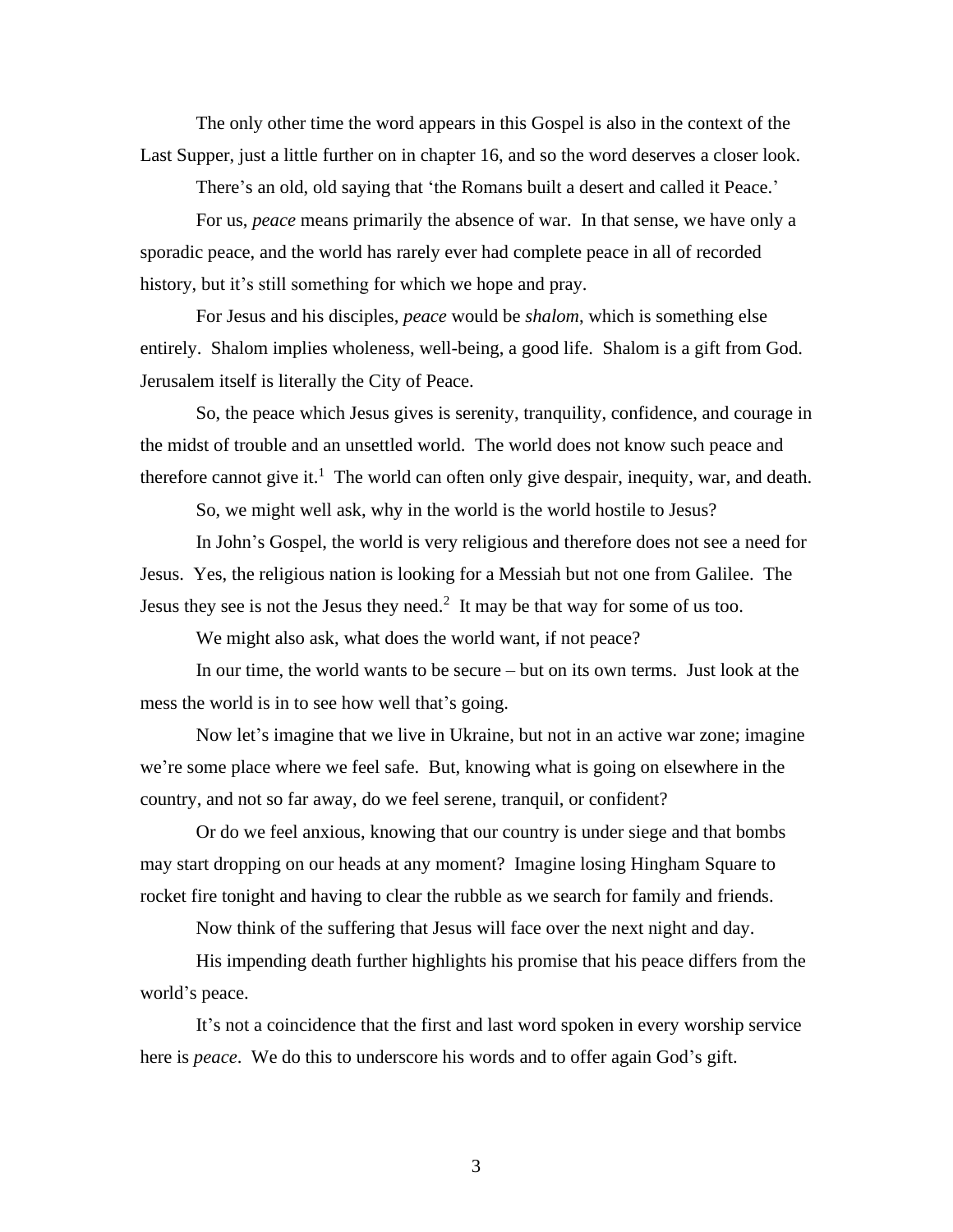The only other time the word appears in this Gospel is also in the context of the Last Supper, just a little further on in chapter 16, and so the word deserves a closer look.

There's an old, old saying that 'the Romans built a desert and called it Peace.'

For us, *peace* means primarily the absence of war. In that sense, we have only a sporadic peace, and the world has rarely ever had complete peace in all of recorded history, but it's still something for which we hope and pray.

For Jesus and his disciples, *peace* would be *shalom*, which is something else entirely. Shalom implies wholeness, well-being, a good life. Shalom is a gift from God. Jerusalem itself is literally the City of Peace.

So, the peace which Jesus gives is serenity, tranquility, confidence, and courage in the midst of trouble and an unsettled world. The world does not know such peace and therefore cannot give it.[1] The world can often only give despair, inequity, war, and death.

So, we might well ask, why in the world is the world hostile to Jesus?

In John's Gospel, the world is very religious and therefore does not see a need for Jesus. Yes, the religious nation is looking for a Messiah but not one from Galilee. The Jesus they see is not the Jesus they need.[2] It may be that way for some of us too.

We might also ask, what does the world want, if not peace?

In our time, the world wants to be secure – but on its own terms. Just look at the mess the world is in to see how well that's going.

Now let's imagine that we live in Ukraine, but not in an active war zone; imagine we're some place where we feel safe. But, knowing what is going on elsewhere in the country, and not so far away, do we feel serene, tranquil, or confident?

Or do we feel anxious, knowing that our country is under siege and that bombs may start dropping on our heads at any moment? Imagine losing Hingham Square to rocket fire tonight and having to clear the rubble as we search for family and friends.

Now think of the suffering that Jesus will face over the next night and day.

His impending death further highlights his promise that his peace differs from the world's peace.

It's not a coincidence that the first and last word spoken in every worship service here is *peace*. We do this to underscore his words and to offer again God's gift.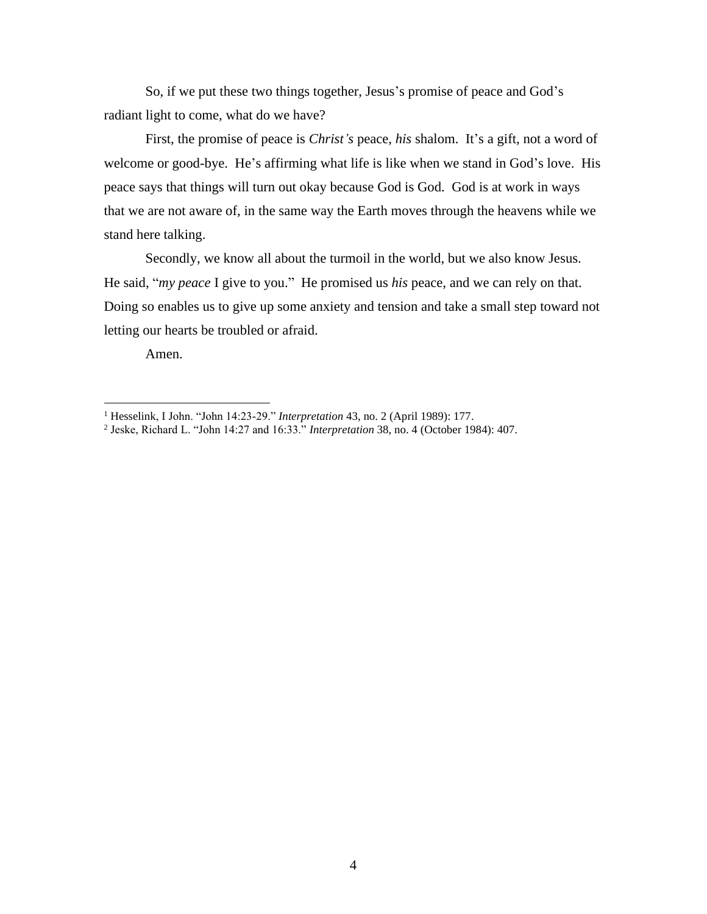So, if we put these two things together, Jesus's promise of peace and God's radiant light to come, what do we have?

First, the promise of peace is *Christ's* peace, *his* shalom. It's a gift, not a word of welcome or good-bye. He's affirming what life is like when we stand in God's love. His peace says that things will turn out okay because God is God. God is at work in ways that we are not aware of, in the same way the Earth moves through the heavens while we stand here talking.

Secondly, we know all about the turmoil in the world, but we also know Jesus. He said, "*my peace* I give to you." He promised us *his* peace, and we can rely on that. Doing so enables us to give up some anxiety and tension and take a small step toward not letting our hearts be troubled or afraid.

Amen.

---

[1] Hesselink, I John. "John 14:23-29." *Interpretation* 43, no. 2 (April 1989): 177.

[2] Jeske, Richard L. "John 14:27 and 16:33." *Interpretation* 38, no. 4 (October 1984): 407.